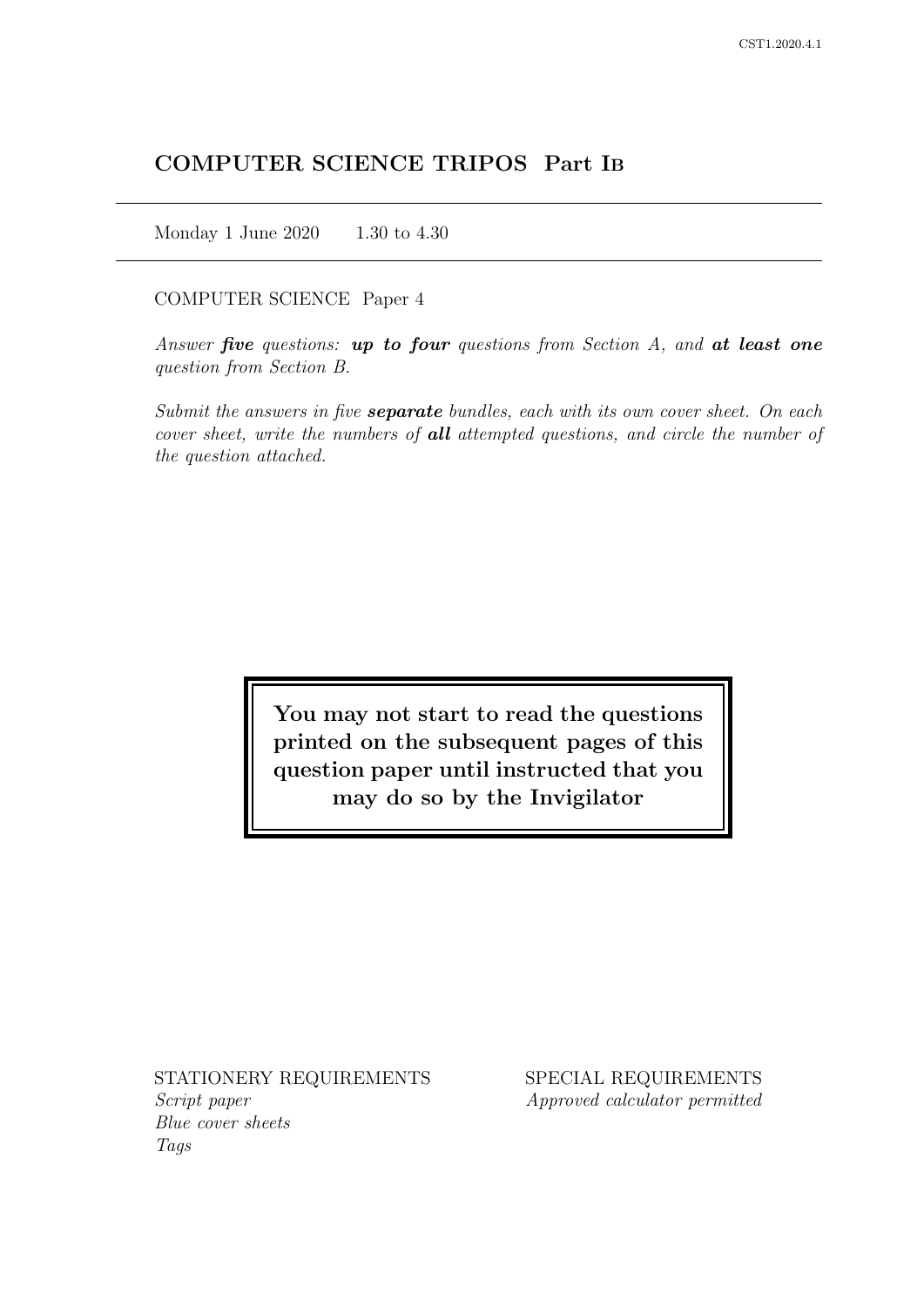CST1.2020.4.1

# COMPUTER SCIENCE TRIPOS Part IB

Monday 1 June 2020 1.30 to 4.30

COMPUTER SCIENCE Paper 4

*Answer **five** questions: **up to four** questions from Section A, and **at least one** question from Section B.*

*Submit the answers in five **separate** bundles, each with its own cover sheet. On each cover sheet, write the numbers of **all** attempted questions, and circle the number of the question attached.*

**You may not start to read the questions printed on the subsequent pages of this question paper until instructed that you may do so by the Invigilator**

STATIONERY REQUIREMENTS
*Script paper*
*Blue cover sheets*
*Tags*

SPECIAL REQUIREMENTS
*Approved calculator permitted*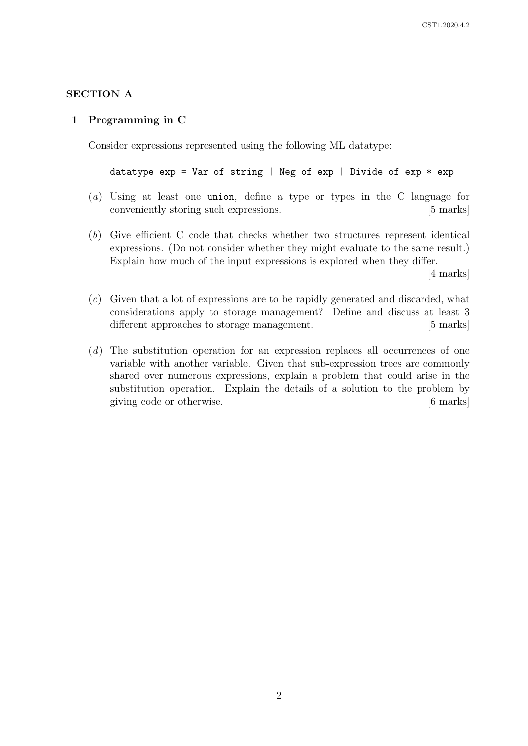## SECTION A

### 1 Programming in C

Consider expressions represented using the following ML datatype:

```
datatype exp = Var of string | Neg of exp | Divide of exp * exp
```

(*a*) Using at least one `union`, define a type or types in the C language for conveniently storing such expressions. [5 marks]

(*b*) Give efficient C code that checks whether two structures represent identical expressions. (Do not consider whether they might evaluate to the same result.) Explain how much of the input expressions is explored when they differ. [4 marks]

(*c*) Given that a lot of expressions are to be rapidly generated and discarded, what considerations apply to storage management? Define and discuss at least 3 different approaches to storage management. [5 marks]

(*d*) The substitution operation for an expression replaces all occurrences of one variable with another variable. Given that sub-expression trees are commonly shared over numerous expressions, explain a problem that could arise in the substitution operation. Explain the details of a solution to the problem by giving code or otherwise. [6 marks]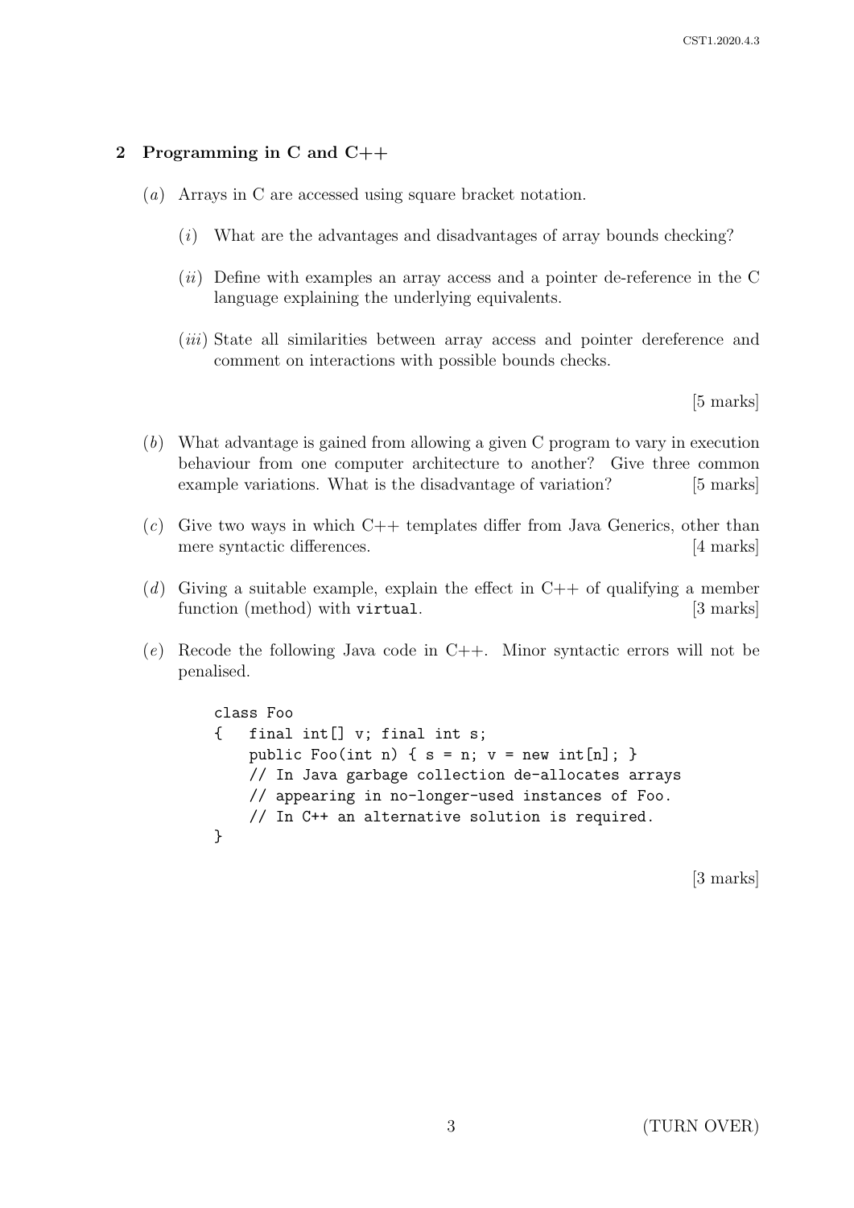## 2 Programming in C and C++

(*a*) Arrays in C are accessed using square bracket notation.

   (*i*) What are the advantages and disadvantages of array bounds checking?

   (*ii*) Define with examples an array access and a pointer de-reference in the C language explaining the underlying equivalents.

   (*iii*) State all similarities between array access and pointer dereference and comment on interactions with possible bounds checks.

[5 marks]

(*b*) What advantage is gained from allowing a given C program to vary in execution behaviour from one computer architecture to another? Give three common example variations. What is the disadvantage of variation? [5 marks]

(*c*) Give two ways in which C++ templates differ from Java Generics, other than mere syntactic differences. [4 marks]

(*d*) Giving a suitable example, explain the effect in C++ of qualifying a member function (method) with `virtual`. [3 marks]

(*e*) Recode the following Java code in C++. Minor syntactic errors will not be penalised.

```
class Foo
{   final int[] v; final int s;
    public Foo(int n) { s = n; v = new int[n]; }
    // In Java garbage collection de-allocates arrays
    // appearing in no-longer-used instances of Foo.
    // In C++ an alternative solution is required.
}
```

[3 marks]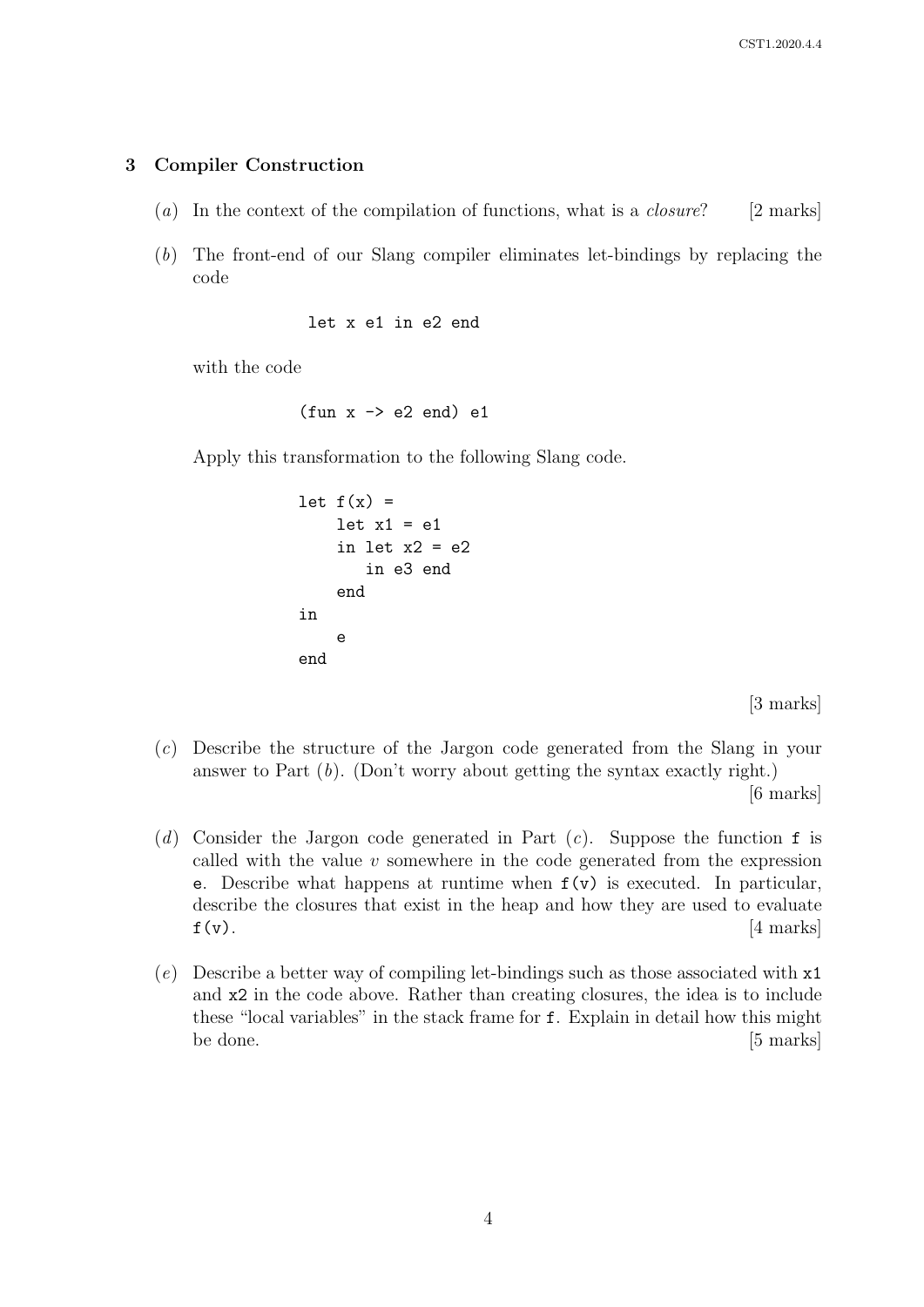## 3 Compiler Construction

(*a*) In the context of the compilation of functions, what is a *closure*? [2 marks]

(*b*) The front-end of our Slang compiler eliminates let-bindings by replacing the code

```
let x e1 in e2 end
```

with the code

```
(fun x -> e2 end) e1
```

Apply this transformation to the following Slang code.

```
let f(x) =
    let x1 = e1
    in let x2 = e2
       in e3 end
    end
in
    e
end
```

[3 marks]

(*c*) Describe the structure of the Jargon code generated from the Slang in your answer to Part (*b*). (Don't worry about getting the syntax exactly right.) [6 marks]

(*d*) Consider the Jargon code generated in Part (*c*). Suppose the function `f` is called with the value $v$ somewhere in the code generated from the expression `e`. Describe what happens at runtime when `f(v)` is executed. In particular, describe the closures that exist in the heap and how they are used to evaluate `f(v)`. [4 marks]

(*e*) Describe a better way of compiling let-bindings such as those associated with `x1` and `x2` in the code above. Rather than creating closures, the idea is to include these "local variables" in the stack frame for `f`. Explain in detail how this might be done. [5 marks]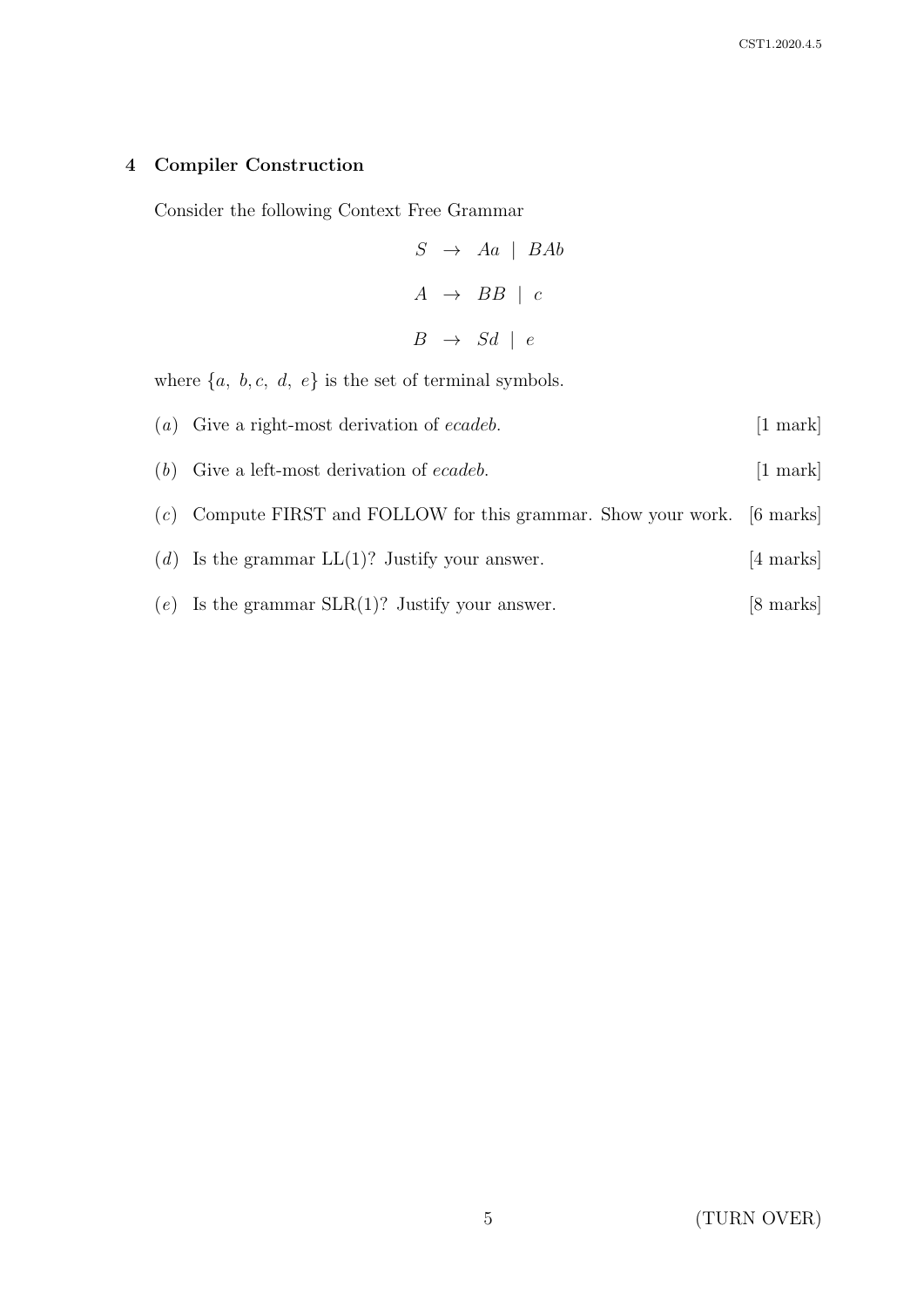## 4 Compiler Construction

Consider the following Context Free Grammar

$$
\begin{aligned}
S &\rightarrow Aa \mid BAb \\
A &\rightarrow BB \mid c \\
B &\rightarrow Sd \mid e
\end{aligned}
$$

where $\{a, b, c, d, e\}$ is the set of terminal symbols.

(*a*) Give a right-most derivation of *ecadeb*. [1 mark]

(*b*) Give a left-most derivation of *ecadeb*. [1 mark]

(*c*) Compute FIRST and FOLLOW for this grammar. Show your work. [6 marks]

(*d*) Is the grammar LL(1)? Justify your answer. [4 marks]

(*e*) Is the grammar SLR(1)? Justify your answer. [8 marks]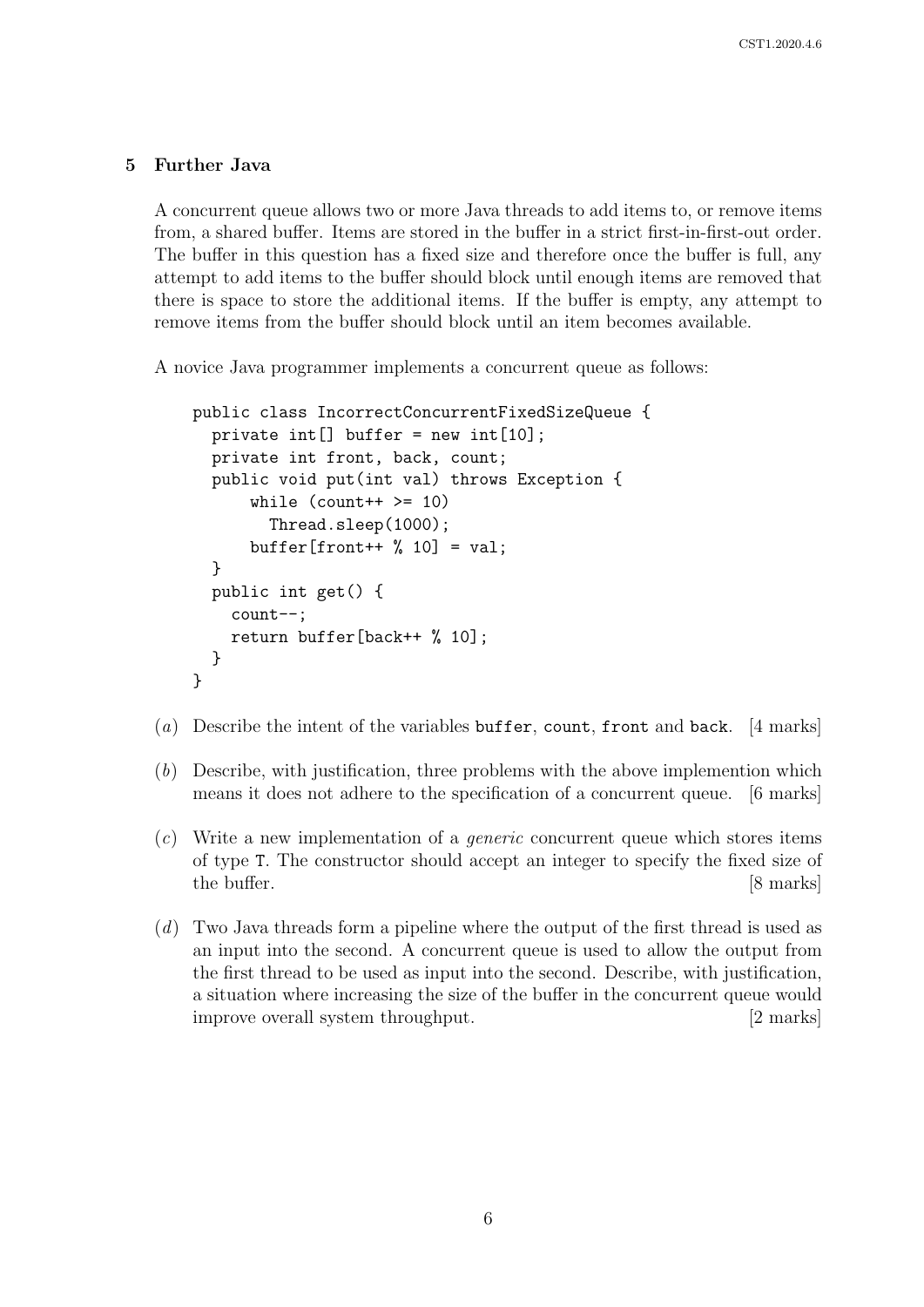## 5 Further Java

A concurrent queue allows two or more Java threads to add items to, or remove items from, a shared buffer. Items are stored in the buffer in a strict first-in-first-out order. The buffer in this question has a fixed size and therefore once the buffer is full, any attempt to add items to the buffer should block until enough items are removed that there is space to store the additional items. If the buffer is empty, any attempt to remove items from the buffer should block until an item becomes available.

A novice Java programmer implements a concurrent queue as follows:

```
public class IncorrectConcurrentFixedSizeQueue {
  private int[] buffer = new int[10];
  private int front, back, count;
  public void put(int val) throws Exception {
      while (count++ >= 10)
        Thread.sleep(1000);
      buffer[front++ % 10] = val;
  }
  public int get() {
    count--;
    return buffer[back++ % 10];
  }
}
```

(*a*) Describe the intent of the variables `buffer`, `count`, `front` and `back`. [4 marks]

(*b*) Describe, with justification, three problems with the above implemention which means it does not adhere to the specification of a concurrent queue. [6 marks]

(*c*) Write a new implementation of a *generic* concurrent queue which stores items of type `T`. The constructor should accept an integer to specify the fixed size of the buffer. [8 marks]

(*d*) Two Java threads form a pipeline where the output of the first thread is used as an input into the second. A concurrent queue is used to allow the output from the first thread to be used as input into the second. Describe, with justification, a situation where increasing the size of the buffer in the concurrent queue would improve overall system throughput. [2 marks]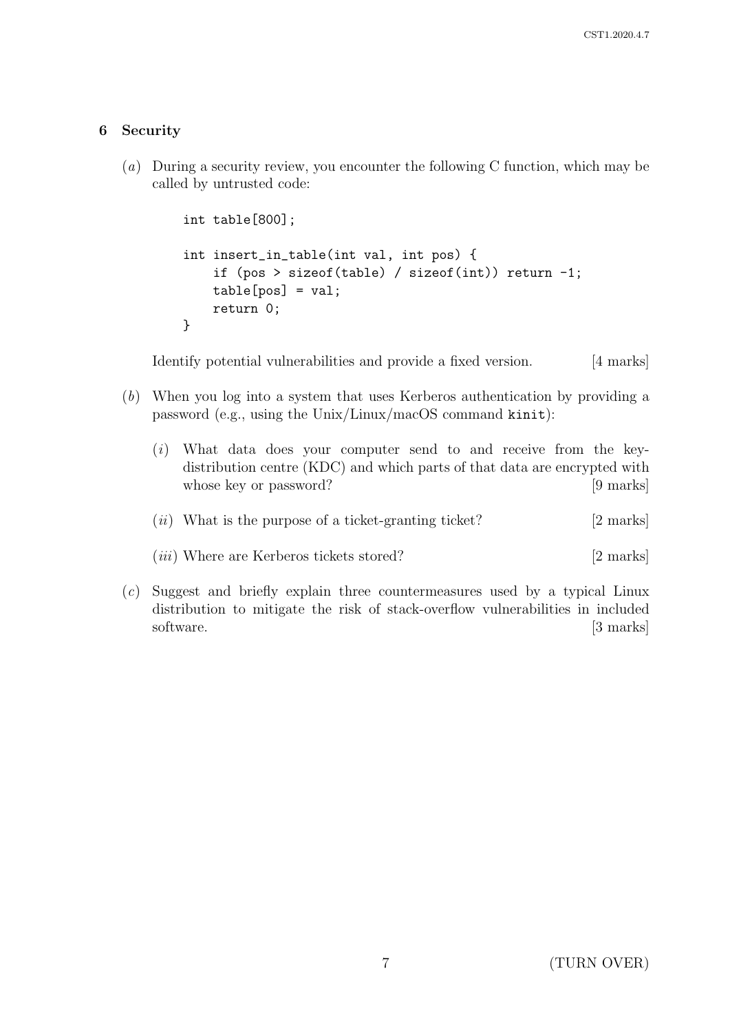## 6 Security

(*a*) During a security review, you encounter the following C function, which may be called by untrusted code:

```
int table[800];

int insert_in_table(int val, int pos) {
    if (pos > sizeof(table) / sizeof(int)) return -1;
    table[pos] = val;
    return 0;
}
```

Identify potential vulnerabilities and provide a fixed version. [4 marks]

(*b*) When you log into a system that uses Kerberos authentication by providing a password (e.g., using the Unix/Linux/macOS command `kinit`):

(*i*) What data does your computer send to and receive from the key-distribution centre (KDC) and which parts of that data are encrypted with whose key or password? [9 marks]

(*ii*) What is the purpose of a ticket-granting ticket? [2 marks]

(*iii*) Where are Kerberos tickets stored? [2 marks]

(*c*) Suggest and briefly explain three countermeasures used by a typical Linux distribution to mitigate the risk of stack-overflow vulnerabilities in included software. [3 marks]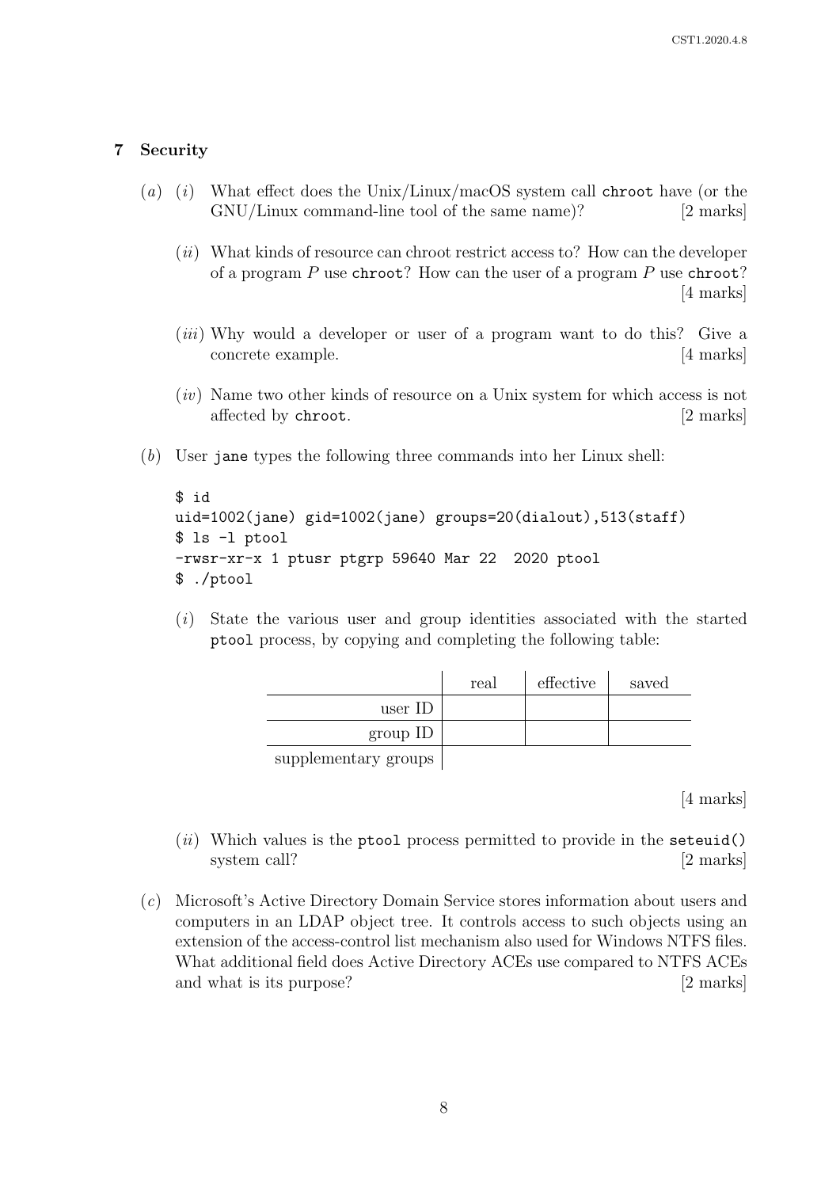## 7 Security

(*a*) (*i*) What effect does the Unix/Linux/macOS system call `chroot` have (or the GNU/Linux command-line tool of the same name)? [2 marks]

(*ii*) What kinds of resource can chroot restrict access to? How can the developer of a program $P$ use `chroot`? How can the user of a program $P$ use `chroot`? [4 marks]

(*iii*) Why would a developer or user of a program want to do this? Give a concrete example. [4 marks]

(*iv*) Name two other kinds of resource on a Unix system for which access is not affected by `chroot`. [2 marks]

(*b*) User `jane` types the following three commands into her Linux shell:

```
$ id
uid=1002(jane) gid=1002(jane) groups=20(dialout),513(staff)
$ ls -l ptool
-rwsr-xr-x 1 ptusr ptgrp 59640 Mar 22  2020 ptool
$ ./ptool
```

(*i*) State the various user and group identities associated with the started `ptool` process, by copying and completing the following table:

| | real | effective | saved |
|---|---|---|---|
| user ID | | | |
| group ID | | | |
| supplementary groups | | | |

[4 marks]

(*ii*) Which values is the `ptool` process permitted to provide in the `seteuid()` system call? [2 marks]

(*c*) Microsoft's Active Directory Domain Service stores information about users and computers in an LDAP object tree. It controls access to such objects using an extension of the access-control list mechanism also used for Windows NTFS files. What additional field does Active Directory ACEs use compared to NTFS ACEs and what is its purpose? [2 marks]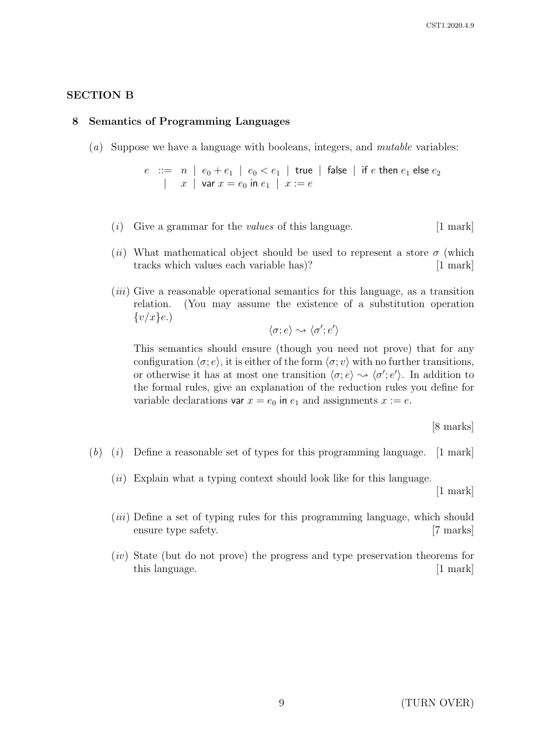## SECTION B

### 8 Semantics of Programming Languages

(*a*) Suppose we have a language with booleans, integers, and *mutable* variables:

$$
\begin{array}{rcl}
e & ::= & n \mid e_0 + e_1 \mid e_0 < e_1 \mid \mathsf{true} \mid \mathsf{false} \mid \mathsf{if}\ e\ \mathsf{then}\ e_1\ \mathsf{else}\ e_2 \\
 & \mid & x \mid \mathsf{var}\ x = e_0\ \mathsf{in}\ e_1 \mid x := e
\end{array}
$$

(*i*) Give a grammar for the *values* of this language. [1 mark]

(*ii*) What mathematical object should be used to represent a store $\sigma$ (which tracks which values each variable has)? [1 mark]

(*iii*) Give a reasonable operational semantics for this language, as a transition relation. (You may assume the existence of a substitution operation $\{v/x\}e$.)

$$\langle \sigma; e \rangle \rightsquigarrow \langle \sigma'; e' \rangle$$

This semantics should ensure (though you need not prove) that for any configuration $\langle \sigma; e \rangle$, it is either of the form $\langle \sigma; v \rangle$ with no further transitions, or otherwise it has at most one transition $\langle \sigma; e \rangle \rightsquigarrow \langle \sigma'; e' \rangle$. In addition to the formal rules, give an explanation of the reduction rules you define for variable declarations $\mathsf{var}\ x = e_0\ \mathsf{in}\ e_1$ and assignments $x := e$.

[8 marks]

(*b*) (*i*) Define a reasonable set of types for this programming language. [1 mark]

(*ii*) Explain what a typing context should look like for this language. [1 mark]

(*iii*) Define a set of typing rules for this programming language, which should ensure type safety. [7 marks]

(*iv*) State (but do not prove) the progress and type preservation theorems for this language. [1 mark]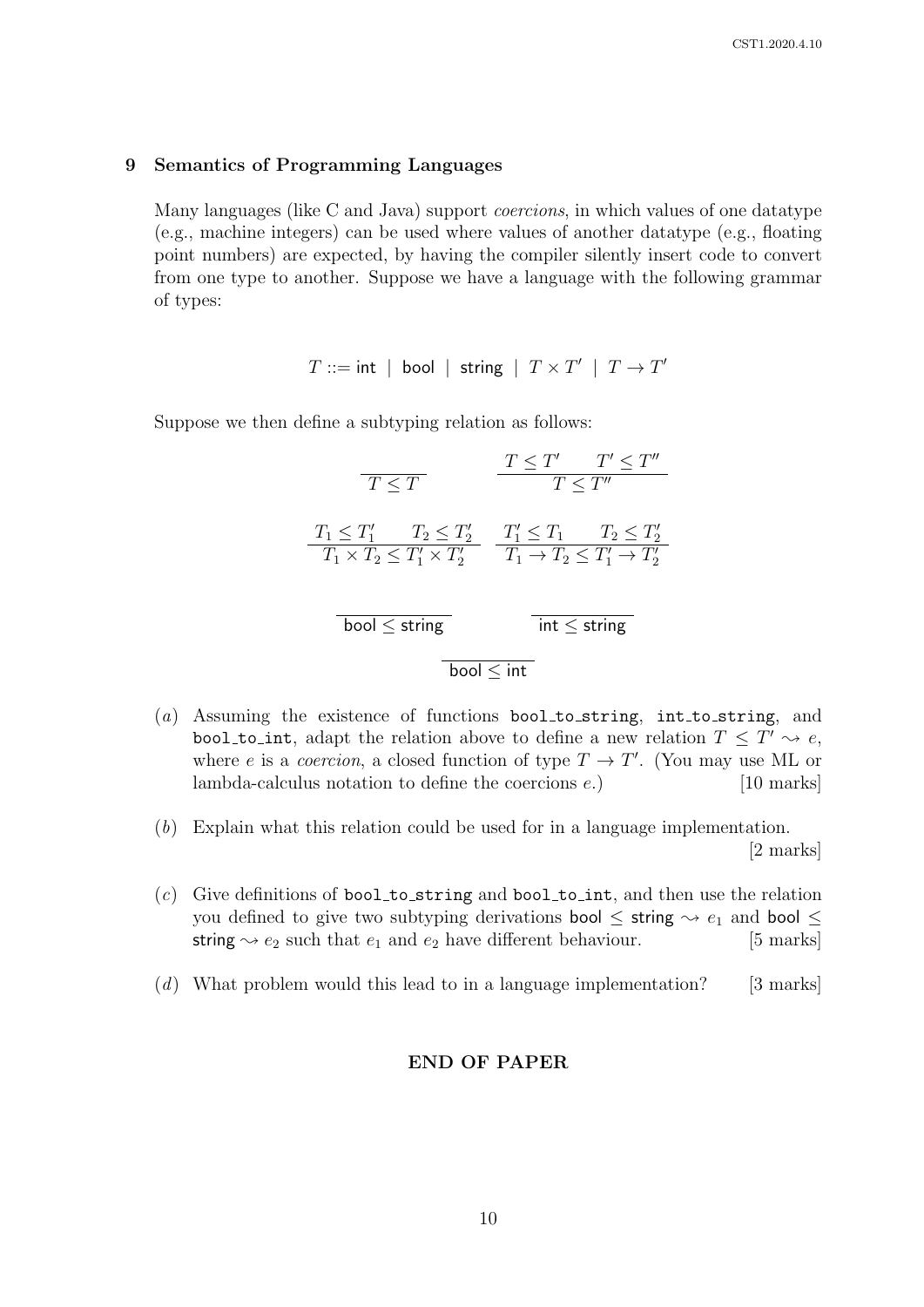## 9 Semantics of Programming Languages

Many languages (like C and Java) support *coercions*, in which values of one datatype (e.g., machine integers) can be used where values of another datatype (e.g., floating point numbers) are expected, by having the compiler silently insert code to convert from one type to another. Suppose we have a language with the following grammar of types:

$$T ::= \mathsf{int} \mid \mathsf{bool} \mid \mathsf{string} \mid T \times T' \mid T \to T'$$

Suppose we then define a subtyping relation as follows:

$$\frac{}{T \leq T} \qquad \frac{T \leq T' \qquad T' \leq T''}{T \leq T''}$$

$$\frac{T_1 \leq T_1' \qquad T_2 \leq T_2'}{T_1 \times T_2 \leq T_1' \times T_2'} \qquad \frac{T_1' \leq T_1 \qquad T_2 \leq T_2'}{T_1 \to T_2 \leq T_1' \to T_2'}$$

$$\frac{}{\mathsf{bool} \leq \mathsf{string}} \qquad \frac{}{\mathsf{int} \leq \mathsf{string}}$$

$$\frac{}{\mathsf{bool} \leq \mathsf{int}}$$

(*a*) Assuming the existence of functions `bool_to_string`, `int_to_string`, and `bool_to_int`, adapt the relation above to define a new relation $T \leq T' \rightsquigarrow e$, where $e$ is a *coercion*, a closed function of type $T \to T'$. (You may use ML or lambda-calculus notation to define the coercions $e$.) [10 marks]

(*b*) Explain what this relation could be used for in a language implementation. [2 marks]

(*c*) Give definitions of `bool_to_string` and `bool_to_int`, and then use the relation you defined to give two subtyping derivations $\mathsf{bool} \leq \mathsf{string} \rightsquigarrow e_1$ and $\mathsf{bool} \leq \mathsf{string} \rightsquigarrow e_2$ such that $e_1$ and $e_2$ have different behaviour. [5 marks]

(*d*) What problem would this lead to in a language implementation? [3 marks]

**END OF PAPER**